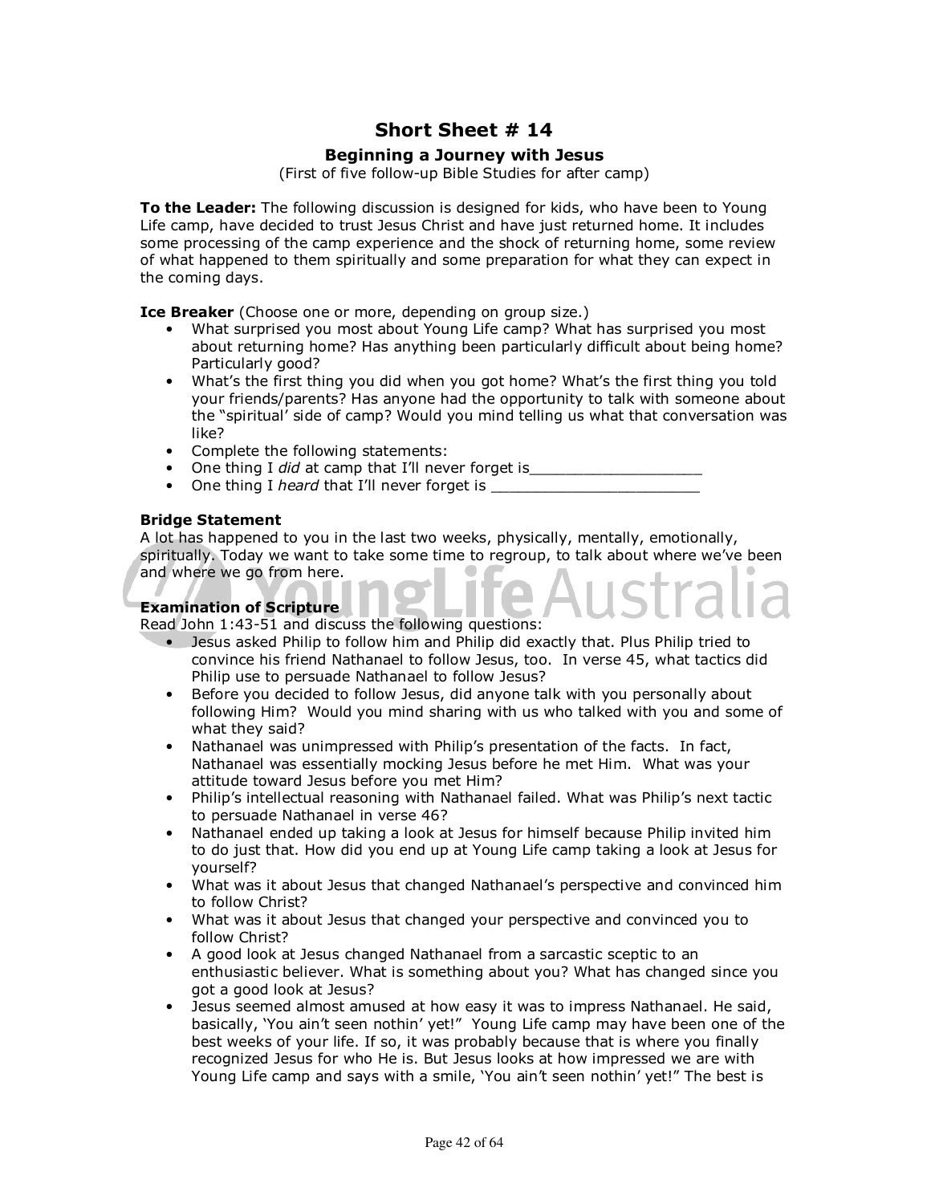# Short Sheet # 14

## Beginning a Journey with Jesus

(First of five follow-up Bible Studies for after camp)

**To the Leader:** The following discussion is designed for kids, who have been to Young Life camp, have decided to trust Jesus Christ and have just returned home. It includes some processing of the camp experience and the shock of returning home, some review of what happened to them spiritually and some preparation for what they can expect in the coming days.

**Ice Breaker** (Choose one or more, depending on group size.)

- What surprised you most about Young Life camp? What has surprised you most about returning home? Has anything been particularly difficult about being home? Particularly good?
- What's the first thing you did when you got home? What's the first thing you told your friends/parents? Has anyone had the opportunity to talk with someone about the "spiritual' side of camp? Would you mind telling us what that conversation was like?
- Complete the following statements:
- One thing I *did* at camp that I'll never forget is___________________
- One thing I *heard* that I'll never forget is _______________________

**Bridge Statement**

A lot has happened to you in the last two weeks, physically, mentally, emotionally, spiritually. Today we want to take some time to regroup, to talk about where we've been and where we go from here.

**Examination of Scripture**

Read John 1:43-51 and discuss the following questions:

- Jesus asked Philip to follow him and Philip did exactly that. Plus Philip tried to convince his friend Nathanael to follow Jesus, too. In verse 45, what tactics did Philip use to persuade Nathanael to follow Jesus?
- Before you decided to follow Jesus, did anyone talk with you personally about following Him? Would you mind sharing with us who talked with you and some of what they said?
- Nathanael was unimpressed with Philip's presentation of the facts. In fact, Nathanael was essentially mocking Jesus before he met Him. What was your attitude toward Jesus before you met Him?
- Philip's intellectual reasoning with Nathanael failed. What was Philip's next tactic to persuade Nathanael in verse 46?
- Nathanael ended up taking a look at Jesus for himself because Philip invited him to do just that. How did you end up at Young Life camp taking a look at Jesus for yourself?
- What was it about Jesus that changed Nathanael's perspective and convinced him to follow Christ?
- What was it about Jesus that changed your perspective and convinced you to follow Christ?
- A good look at Jesus changed Nathanael from a sarcastic sceptic to an enthusiastic believer. What is something about you? What has changed since you got a good look at Jesus?
- Jesus seemed almost amused at how easy it was to impress Nathanael. He said, basically, 'You ain't seen nothin' yet!" Young Life camp may have been one of the best weeks of your life. If so, it was probably because that is where you finally recognized Jesus for who He is. But Jesus looks at how impressed we are with Young Life camp and says with a smile, 'You ain't seen nothin' yet!" The best is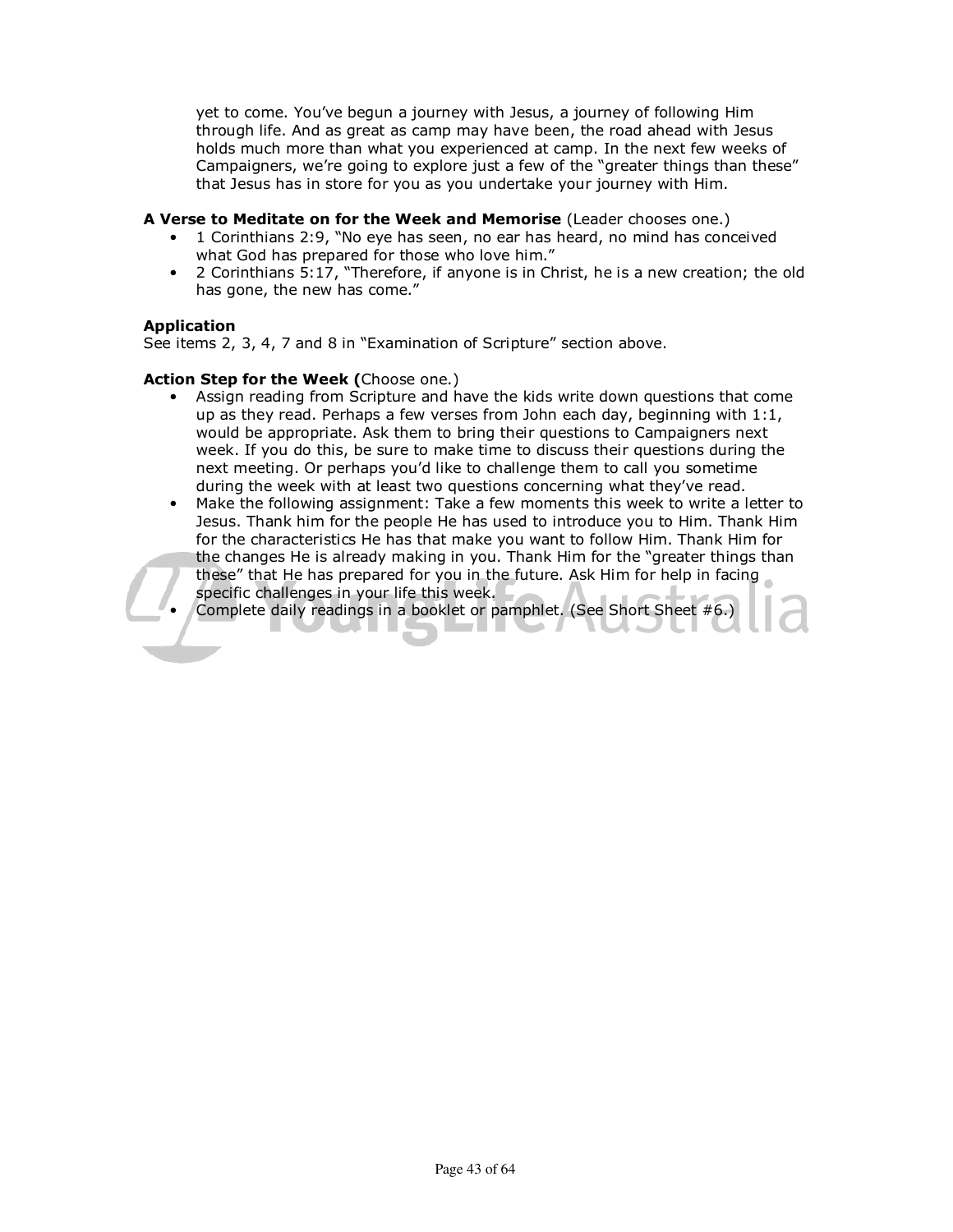yet to come. You've begun a journey with Jesus, a journey of following Him through life. And as great as camp may have been, the road ahead with Jesus holds much more than what you experienced at camp. In the next few weeks of Campaigners, we're going to explore just a few of the "greater things than these" that Jesus has in store for you as you undertake your journey with Him.

**A Verse to Meditate on for the Week and Memorise** (Leader chooses one.)

- 1 Corinthians 2:9, "No eye has seen, no ear has heard, no mind has conceived what God has prepared for those who love him."
- 2 Corinthians 5:17, "Therefore, if anyone is in Christ, he is a new creation; the old has gone, the new has come."

**Application**

See items 2, 3, 4, 7 and 8 in "Examination of Scripture" section above.

**Action Step for the Week (**Choose one.)

- Assign reading from Scripture and have the kids write down questions that come up as they read. Perhaps a few verses from John each day, beginning with 1:1, would be appropriate. Ask them to bring their questions to Campaigners next week. If you do this, be sure to make time to discuss their questions during the next meeting. Or perhaps you'd like to challenge them to call you sometime during the week with at least two questions concerning what they've read.
- Make the following assignment: Take a few moments this week to write a letter to Jesus. Thank him for the people He has used to introduce you to Him. Thank Him for the characteristics He has that make you want to follow Him. Thank Him for the changes He is already making in you. Thank Him for the "greater things than these" that He has prepared for you in the future. Ask Him for help in facing specific challenges in your life this week.
- Complete daily readings in a booklet or pamphlet. (See Short Sheet #6.)